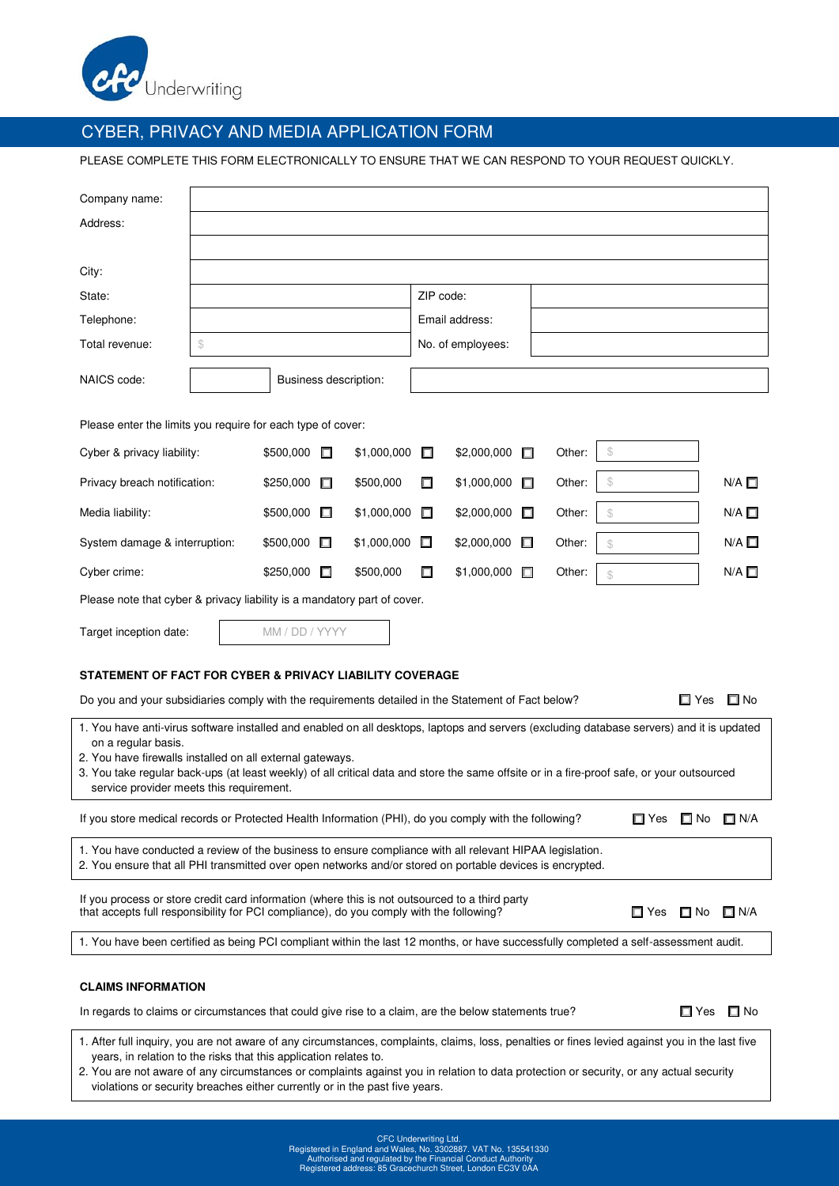CFC Underwriting

# CYBER, PRIVACY AND MEDIA APPLICATION FORM

PLEASE COMPLETE THIS FORM ELECTRONICALLY TO ENSURE THAT WE CAN RESPOND TO YOUR REQUEST QUICKLY.

| | | | |
|---|---|---|---|
| Company name: | | | |
| Address: | | | |
| | | | |
| City: | | | |
| State: | | ZIP code: | |
| Telephone: | | Email address: | |
| Total revenue: | $ | No. of employees: | |

| | | | |
|---|---|---|---|
| NAICS code: | | Business description: | |

Please enter the limits you require for each type of cover:

| | | | | | |
|---|---|---|---|---|---|
| Cyber & privacy liability: | $500,000 ☐ | $1,000,000 ☐ | $2,000,000 ☐ | Other: $ | |
| Privacy breach notification: | $250,000 ☐ | $500,000 ☐ | $1,000,000 ☐ | Other: $ | N/A ☐ |
| Media liability: | $500,000 ☐ | $1,000,000 ☐ | $2,000,000 ☐ | Other: $ | N/A ☐ |
| System damage & interruption: | $500,000 ☐ | $1,000,000 ☐ | $2,000,000 ☐ | Other: $ | N/A ☐ |
| Cyber crime: | $250,000 ☐ | $500,000 ☐ | $1,000,000 ☐ | Other: $ | N/A ☐ |

Please note that cyber & privacy liability is a mandatory part of cover.

Target inception date: MM / DD / YYYY

### STATEMENT OF FACT FOR CYBER & PRIVACY LIABILITY COVERAGE

Do you and your subsidiaries comply with the requirements detailed in the Statement of Fact below? ☐ Yes ☐ No

1. You have anti-virus software installed and enabled on all desktops, laptops and servers (excluding database servers) and it is updated on a regular basis.
2. You have firewalls installed on all external gateways.
3. You take regular back-ups (at least weekly) of all critical data and store the same offsite or in a fire-proof safe, or your outsourced service provider meets this requirement.

If you store medical records or Protected Health Information (PHI), do you comply with the following? ☐ Yes ☐ No ☐ N/A

1. You have conducted a review of the business to ensure compliance with all relevant HIPAA legislation.
2. You ensure that all PHI transmitted over open networks and/or stored on portable devices is encrypted.

If you process or store credit card information (where this is not outsourced to a third party that accepts full responsibility for PCI compliance), do you comply with the following? ☐ Yes ☐ No ☐ N/A

1. You have been certified as being PCI compliant within the last 12 months, or have successfully completed a self-assessment audit.

### CLAIMS INFORMATION

In regards to claims or circumstances that could give rise to a claim, are the below statements true? ☐ Yes ☐ No

1. After full inquiry, you are not aware of any circumstances, complaints, claims, loss, penalties or fines levied against you in the last five years, in relation to the risks that this application relates to.
2. You are not aware of any circumstances or complaints against you in relation to data protection or security, or any actual security violations or security breaches either currently or in the past five years.

CFC Underwriting Ltd.
Registered in England and Wales, No. 3302887. VAT No. 135541330
Authorised and regulated by the Financial Conduct Authority
Registered address: 85 Gracechurch Street, London EC3V 0AA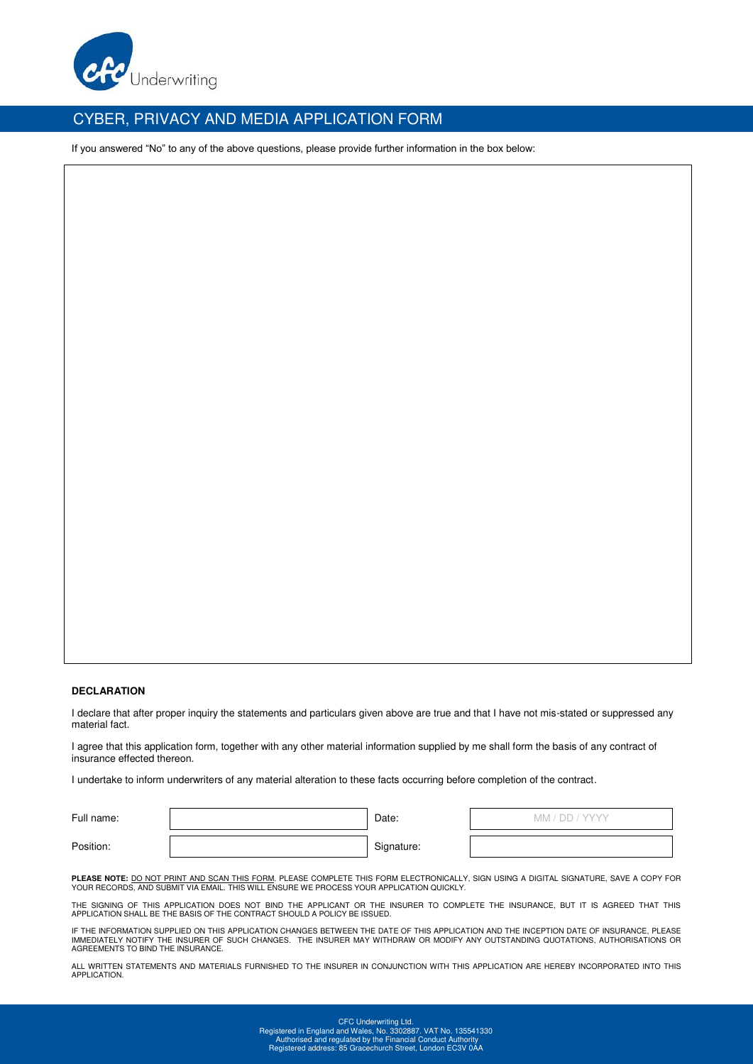## CYBER, PRIVACY AND MEDIA APPLICATION FORM

If you answered "No" to any of the above questions, please provide further information in the box below:

**DECLARATION**

I declare that after proper inquiry the statements and particulars given above are true and that I have not mis-stated or suppressed any material fact.

I agree that this application form, together with any other material information supplied by me shall form the basis of any contract of insurance effected thereon.

I undertake to inform underwriters of any material alteration to these facts occurring before completion of the contract.

| | | | |
|---|---|---|---|
| Full name: | | Date: | MM / DD / YYYY |
| Position: | | Signature: | |

**PLEASE NOTE:** DO NOT PRINT AND SCAN THIS FORM. PLEASE COMPLETE THIS FORM ELECTRONICALLY, SIGN USING A DIGITAL SIGNATURE, SAVE A COPY FOR YOUR RECORDS, AND SUBMIT VIA EMAIL. THIS WILL ENSURE WE PROCESS YOUR APPLICATION QUICKLY.

THE SIGNING OF THIS APPLICATION DOES NOT BIND THE APPLICANT OR THE INSURER TO COMPLETE THE INSURANCE, BUT IT IS AGREED THAT THIS APPLICATION SHALL BE THE BASIS OF THE CONTRACT SHOULD A POLICY BE ISSUED.

IF THE INFORMATION SUPPLIED ON THIS APPLICATION CHANGES BETWEEN THE DATE OF THIS APPLICATION AND THE INCEPTION DATE OF INSURANCE, PLEASE IMMEDIATELY NOTIFY THE INSURER OF SUCH CHANGES. THE INSURER MAY WITHDRAW OR MODIFY ANY OUTSTANDING QUOTATIONS, AUTHORISATIONS OR AGREEMENTS TO BIND THE INSURANCE.

ALL WRITTEN STATEMENTS AND MATERIALS FURNISHED TO THE INSURER IN CONJUNCTION WITH THIS APPLICATION ARE HEREBY INCORPORATED INTO THIS APPLICATION.

CFC Underwriting Ltd.
Registered in England and Wales, No. 3302887. VAT No. 135541330
Authorised and regulated by the Financial Conduct Authority
Registered address: 85 Gracechurch Street, London EC3V 0AA